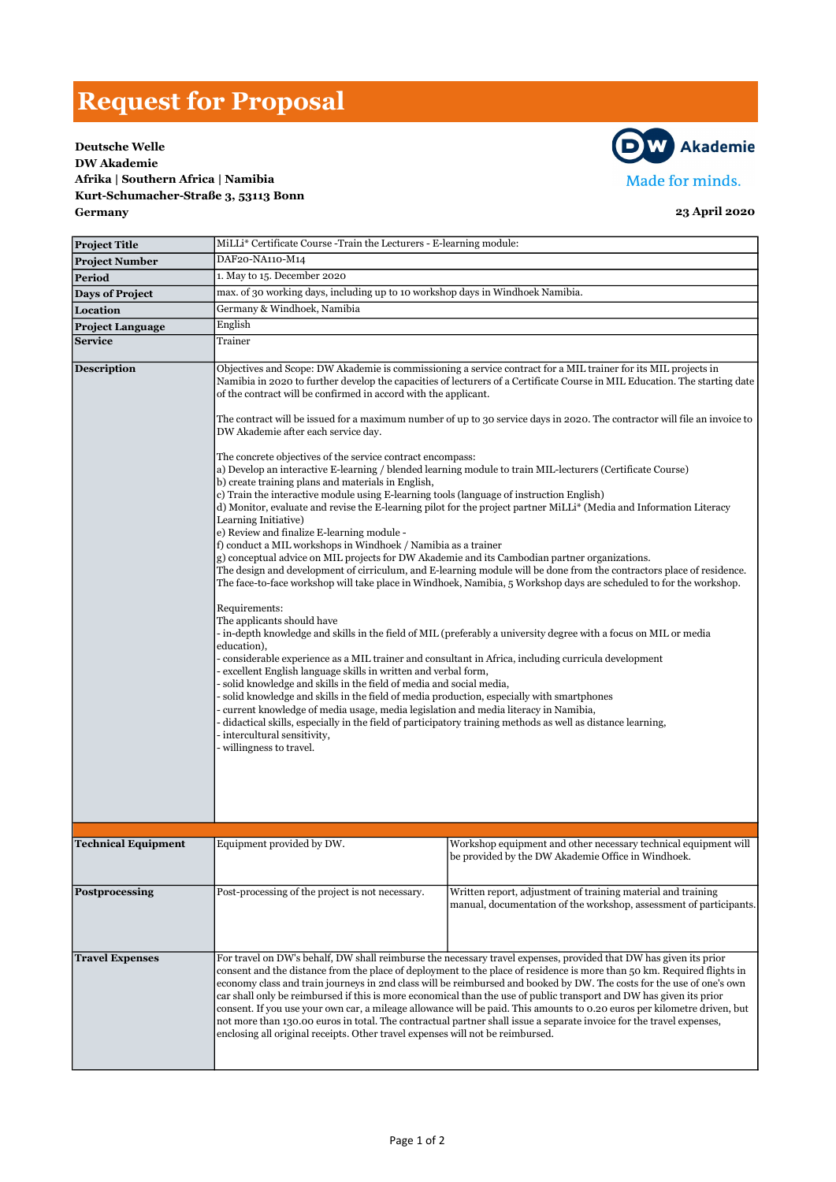# Request for Proposal

**Deutsche Welle**
**DW Akademie**
**Afrika | Southern Africa | Namibia**
**Kurt-Schumacher-Straße 3, 53113 Bonn**
**Germany**

DW Akademie
Made for minds.

**23 April 2020**

| | | |
|---|---|---|
| **Project Title** | MiLLi* Certificate Course -Train the Lecturers - E-learning module: | |
| **Project Number** | DAF20-NA110-M14 | |
| **Period** | 1. May to 15. December 2020 | |
| **Days of Project** | max. of 30 working days, including up to 10 workshop days in Windhoek Namibia. | |
| **Location** | Germany & Windhoek, Namibia | |
| **Project Language** | English | |
| **Service** | Trainer | |
| **Description** | Objectives and Scope: DW Akademie is commissioning a service contract for a MIL trainer for its MIL projects in Namibia in 2020 to further develop the capacities of lecturers of a Certificate Course in MIL Education. The starting date of the contract will be confirmed in accord with the applicant.<br><br>The contract will be issued for a maximum number of up to 30 service days in 2020. The contractor will file an invoice to DW Akademie after each service day.<br><br>The concrete objectives of the service contract encompass:<br>a) Develop an interactive E-learning / blended learning module to train MIL-lecturers (Certificate Course)<br>b) create training plans and materials in English,<br>c) Train the interactive module using E-learning tools (language of instruction English)<br>d) Monitor, evaluate and revise the E-learning pilot for the project partner MiLLi* (Media and Information Literacy Learning Initiative)<br>e) Review and finalize E-learning module -<br>f) conduct a MIL workshops in Windhoek / Namibia as a trainer<br>g) conceptual advice on MIL projects for DW Akademie and its Cambodian partner organizations.<br>The design and development of cirriculum, and E-learning module will be done from the contractors place of residence. The face-to-face workshop will take place in Windhoek, Namibia, 5 Workshop days are scheduled to for the workshop.<br><br>Requirements:<br>The applicants should have<br>- in-depth knowledge and skills in the field of MIL (preferably a university degree with a focus on MIL or media education),<br>- considerable experience as a MIL trainer and consultant in Africa, including curricula development<br>- excellent English language skills in written and verbal form,<br>- solid knowledge and skills in the field of media and social media,<br>- solid knowledge and skills in the field of media production, especially with smartphones<br>- current knowledge of media usage, media legislation and media literacy in Namibia,<br>- didactical skills, especially in the field of participatory training methods as well as distance learning,<br>- intercultural sensitivity,<br>- willingness to travel. | |
| **Technical Equipment** | Equipment provided by DW. | Workshop equipment and other necessary technical equipment will be provided by the DW Akademie Office in Windhoek. |
| **Postprocessing** | Post-processing of the project is not necessary. | Written report, adjustment of training material and training manual, documentation of the workshop, assessment of participants. |
| **Travel Expenses** | For travel on DW's behalf, DW shall reimburse the necessary travel expenses, provided that DW has given its prior consent and the distance from the place of deployment to the place of residence is more than 50 km. Required flights in economy class and train journeys in 2nd class will be reimbursed and booked by DW. The costs for the use of one's own car shall only be reimbursed if this is more economical than the use of public transport and DW has given its prior consent. If you use your own car, a mileage allowance will be paid. This amounts to 0.20 euros per kilometre driven, but not more than 130.00 euros in total. The contractual partner shall issue a separate invoice for the travel expenses, enclosing all original receipts. Other travel expenses will not be reimbursed. | |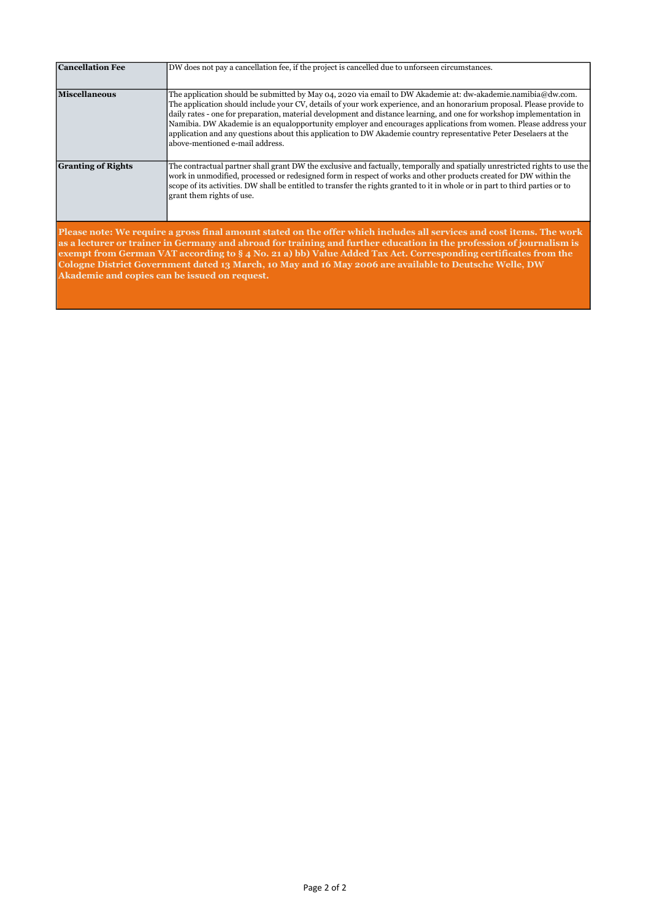| | |
|---|---|
| **Cancellation Fee** | DW does not pay a cancellation fee, if the project is cancelled due to unforseen circumstances. |
| **Miscellaneous** | The application should be submitted by May 04, 2020 via email to DW Akademie at: dw-akademie.namibia@dw.com. The application should include your CV, details of your work experience, and an honorarium proposal. Please provide to daily rates - one for preparation, material development and distance learning, and one for workshop implementation in Namibia. DW Akademie is an equalopportunity employer and encourages applications from women. Please address your application and any questions about this application to DW Akademie country representative Peter Deselaers at the above-mentioned e-mail address. |
| **Granting of Rights** | The contractual partner shall grant DW the exclusive and factually, temporally and spatially unrestricted rights to use the work in unmodified, processed or redesigned form in respect of works and other products created for DW within the scope of its activities. DW shall be entitled to transfer the rights granted to it in whole or in part to third parties or to grant them rights of use. |

**Please note: We require a gross final amount stated on the offer which includes all services and cost items. The work as a lecturer or trainer in Germany and abroad for training and further education in the profession of journalism is exempt from German VAT according to § 4 No. 21 a) bb) Value Added Tax Act. Corresponding certificates from the Cologne District Government dated 13 March, 10 May and 16 May 2006 are available to Deutsche Welle, DW Akademie and copies can be issued on request.**